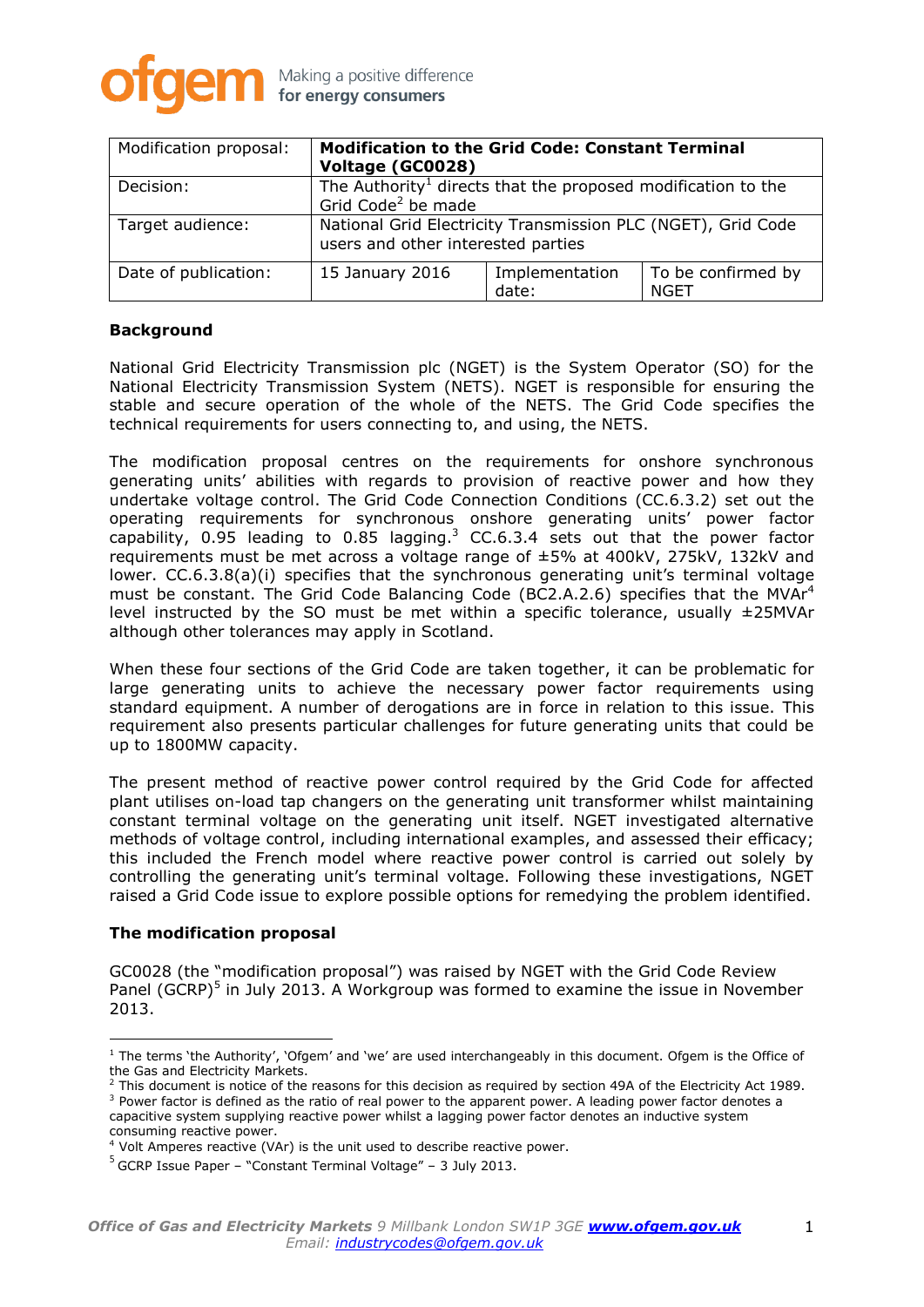| Modification proposal: | **Modification to the Grid Code: Constant Terminal Voltage (GC0028)** | | |
|---|---|---|---|
| Decision: | The Authority[1] directs that the proposed modification to the Grid Code[2] be made | | |
| Target audience: | National Grid Electricity Transmission PLC (NGET), Grid Code users and other interested parties | | |
| Date of publication: | 15 January 2016 | Implementation date: | To be confirmed by NGET |

## Background

National Grid Electricity Transmission plc (NGET) is the System Operator (SO) for the National Electricity Transmission System (NETS). NGET is responsible for ensuring the stable and secure operation of the whole of the NETS. The Grid Code specifies the technical requirements for users connecting to, and using, the NETS.

The modification proposal centres on the requirements for onshore synchronous generating units' abilities with regards to provision of reactive power and how they undertake voltage control. The Grid Code Connection Conditions (CC.6.3.2) set out the operating requirements for synchronous onshore generating units' power factor capability, 0.95 leading to 0.85 lagging.[3] CC.6.3.4 sets out that the power factor requirements must be met across a voltage range of ±5% at 400kV, 275kV, 132kV and lower. CC.6.3.8(a)(i) specifies that the synchronous generating unit's terminal voltage must be constant. The Grid Code Balancing Code (BC2.A.2.6) specifies that the MVAr[4] level instructed by the SO must be met within a specific tolerance, usually ±25MVAr although other tolerances may apply in Scotland.

When these four sections of the Grid Code are taken together, it can be problematic for large generating units to achieve the necessary power factor requirements using standard equipment. A number of derogations are in force in relation to this issue. This requirement also presents particular challenges for future generating units that could be up to 1800MW capacity.

The present method of reactive power control required by the Grid Code for affected plant utilises on-load tap changers on the generating unit transformer whilst maintaining constant terminal voltage on the generating unit itself. NGET investigated alternative methods of voltage control, including international examples, and assessed their efficacy; this included the French model where reactive power control is carried out solely by controlling the generating unit's terminal voltage. Following these investigations, NGET raised a Grid Code issue to explore possible options for remedying the problem identified.

## The modification proposal

GC0028 (the "modification proposal") was raised by NGET with the Grid Code Review Panel (GCRP)[5] in July 2013. A Workgroup was formed to examine the issue in November 2013.

---

[1] The terms 'the Authority', 'Ofgem' and 'we' are used interchangeably in this document. Ofgem is the Office of the Gas and Electricity Markets.

[2] This document is notice of the reasons for this decision as required by section 49A of the Electricity Act 1989.

[3] Power factor is defined as the ratio of real power to the apparent power. A leading power factor denotes a capacitive system supplying reactive power whilst a lagging power factor denotes an inductive system consuming reactive power.

[4] Volt Amperes reactive (VAr) is the unit used to describe reactive power.

[5] GCRP Issue Paper – "Constant Terminal Voltage" – 3 July 2013.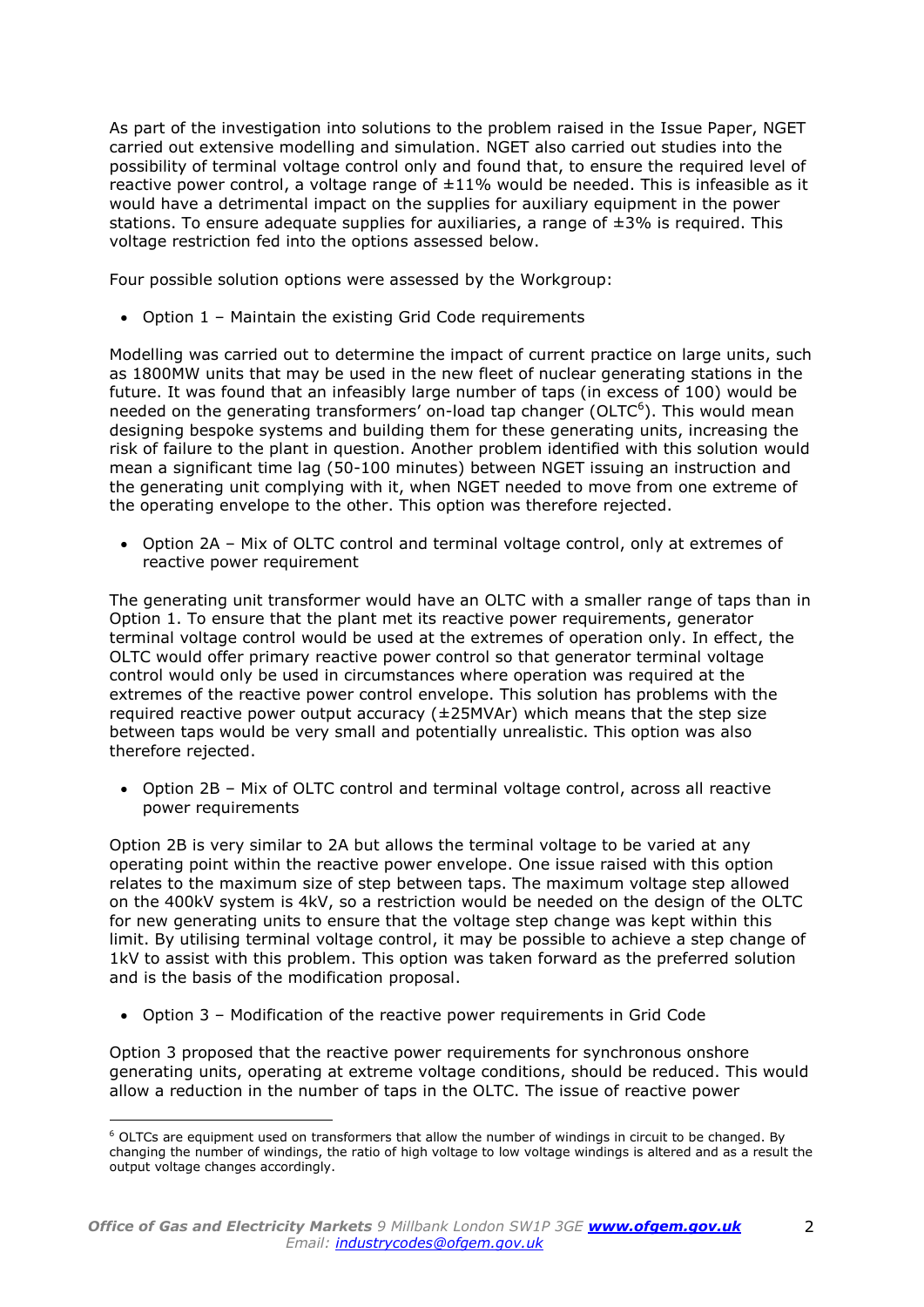As part of the investigation into solutions to the problem raised in the Issue Paper, NGET carried out extensive modelling and simulation. NGET also carried out studies into the possibility of terminal voltage control only and found that, to ensure the required level of reactive power control, a voltage range of ±11% would be needed. This is infeasible as it would have a detrimental impact on the supplies for auxiliary equipment in the power stations. To ensure adequate supplies for auxiliaries, a range of ±3% is required. This voltage restriction fed into the options assessed below.

Four possible solution options were assessed by the Workgroup:

- Option 1 – Maintain the existing Grid Code requirements

Modelling was carried out to determine the impact of current practice on large units, such as 1800MW units that may be used in the new fleet of nuclear generating stations in the future. It was found that an infeasibly large number of taps (in excess of 100) would be needed on the generating transformers' on-load tap changer (OLTC[6]). This would mean designing bespoke systems and building them for these generating units, increasing the risk of failure to the plant in question. Another problem identified with this solution would mean a significant time lag (50-100 minutes) between NGET issuing an instruction and the generating unit complying with it, when NGET needed to move from one extreme of the operating envelope to the other. This option was therefore rejected.

- Option 2A – Mix of OLTC control and terminal voltage control, only at extremes of reactive power requirement

The generating unit transformer would have an OLTC with a smaller range of taps than in Option 1. To ensure that the plant met its reactive power requirements, generator terminal voltage control would be used at the extremes of operation only. In effect, the OLTC would offer primary reactive power control so that generator terminal voltage control would only be used in circumstances where operation was required at the extremes of the reactive power control envelope. This solution has problems with the required reactive power output accuracy (±25MVAr) which means that the step size between taps would be very small and potentially unrealistic. This option was also therefore rejected.

- Option 2B – Mix of OLTC control and terminal voltage control, across all reactive power requirements

Option 2B is very similar to 2A but allows the terminal voltage to be varied at any operating point within the reactive power envelope. One issue raised with this option relates to the maximum size of step between taps. The maximum voltage step allowed on the 400kV system is 4kV, so a restriction would be needed on the design of the OLTC for new generating units to ensure that the voltage step change was kept within this limit. By utilising terminal voltage control, it may be possible to achieve a step change of 1kV to assist with this problem. This option was taken forward as the preferred solution and is the basis of the modification proposal.

- Option 3 – Modification of the reactive power requirements in Grid Code

Option 3 proposed that the reactive power requirements for synchronous onshore generating units, operating at extreme voltage conditions, should be reduced. This would allow a reduction in the number of taps in the OLTC. The issue of reactive power

[6] OLTCs are equipment used on transformers that allow the number of windings in circuit to be changed. By changing the number of windings, the ratio of high voltage to low voltage windings is altered and as a result the output voltage changes accordingly.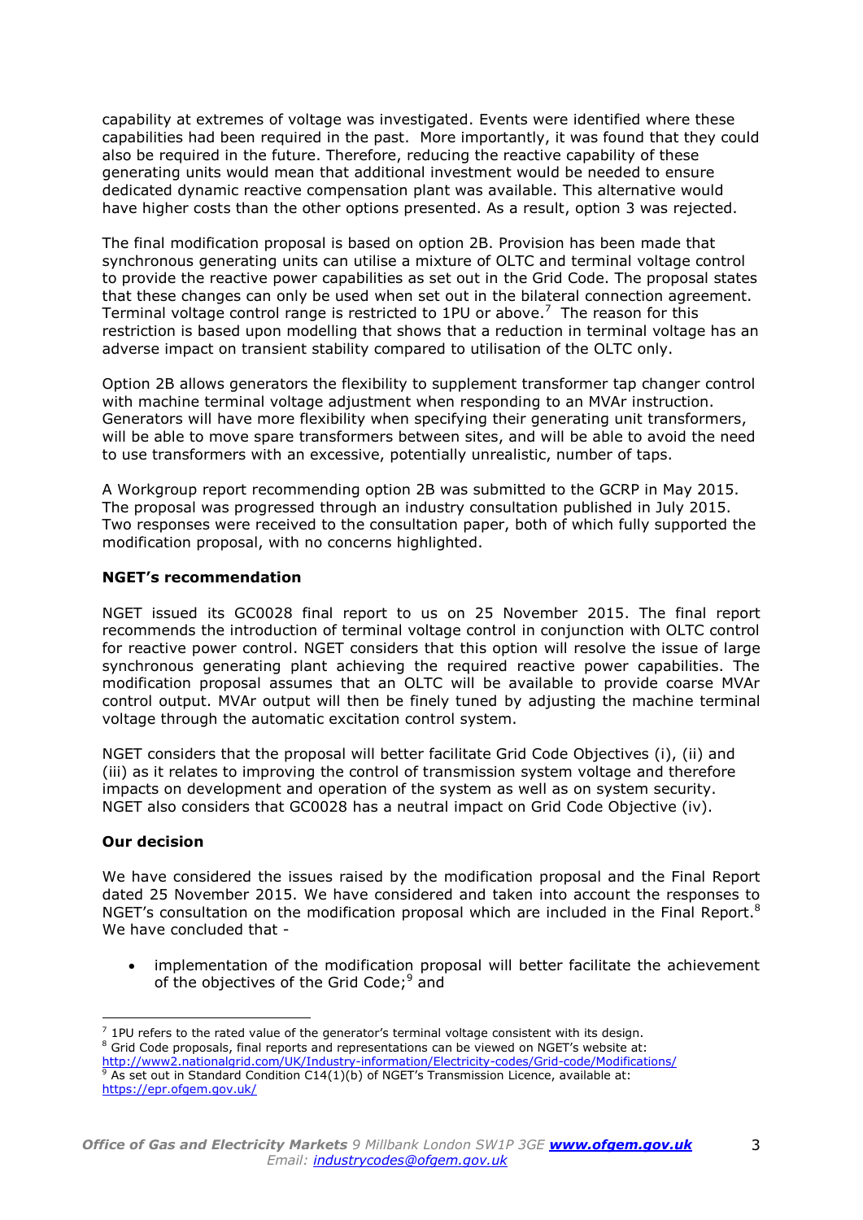capability at extremes of voltage was investigated. Events were identified where these capabilities had been required in the past. More importantly, it was found that they could also be required in the future. Therefore, reducing the reactive capability of these generating units would mean that additional investment would be needed to ensure dedicated dynamic reactive compensation plant was available. This alternative would have higher costs than the other options presented. As a result, option 3 was rejected.

The final modification proposal is based on option 2B. Provision has been made that synchronous generating units can utilise a mixture of OLTC and terminal voltage control to provide the reactive power capabilities as set out in the Grid Code. The proposal states that these changes can only be used when set out in the bilateral connection agreement. Terminal voltage control range is restricted to 1PU or above.[7] The reason for this restriction is based upon modelling that shows that a reduction in terminal voltage has an adverse impact on transient stability compared to utilisation of the OLTC only.

Option 2B allows generators the flexibility to supplement transformer tap changer control with machine terminal voltage adjustment when responding to an MVAr instruction. Generators will have more flexibility when specifying their generating unit transformers, will be able to move spare transformers between sites, and will be able to avoid the need to use transformers with an excessive, potentially unrealistic, number of taps.

A Workgroup report recommending option 2B was submitted to the GCRP in May 2015. The proposal was progressed through an industry consultation published in July 2015. Two responses were received to the consultation paper, both of which fully supported the modification proposal, with no concerns highlighted.

**NGET's recommendation**

NGET issued its GC0028 final report to us on 25 November 2015. The final report recommends the introduction of terminal voltage control in conjunction with OLTC control for reactive power control. NGET considers that this option will resolve the issue of large synchronous generating plant achieving the required reactive power capabilities. The modification proposal assumes that an OLTC will be available to provide coarse MVAr control output. MVAr output will then be finely tuned by adjusting the machine terminal voltage through the automatic excitation control system.

NGET considers that the proposal will better facilitate Grid Code Objectives (i), (ii) and (iii) as it relates to improving the control of transmission system voltage and therefore impacts on development and operation of the system as well as on system security. NGET also considers that GC0028 has a neutral impact on Grid Code Objective (iv).

**Our decision**

We have considered the issues raised by the modification proposal and the Final Report dated 25 November 2015. We have considered and taken into account the responses to NGET's consultation on the modification proposal which are included in the Final Report.[8] We have concluded that -

- implementation of the modification proposal will better facilitate the achievement of the objectives of the Grid Code;[9] and

---

[7] 1PU refers to the rated value of the generator's terminal voltage consistent with its design.
[8] Grid Code proposals, final reports and representations can be viewed on NGET's website at: http://www2.nationalgrid.com/UK/Industry-information/Electricity-codes/Grid-code/Modifications/
[9] As set out in Standard Condition C14(1)(b) of NGET's Transmission Licence, available at: https://epr.ofgem.gov.uk/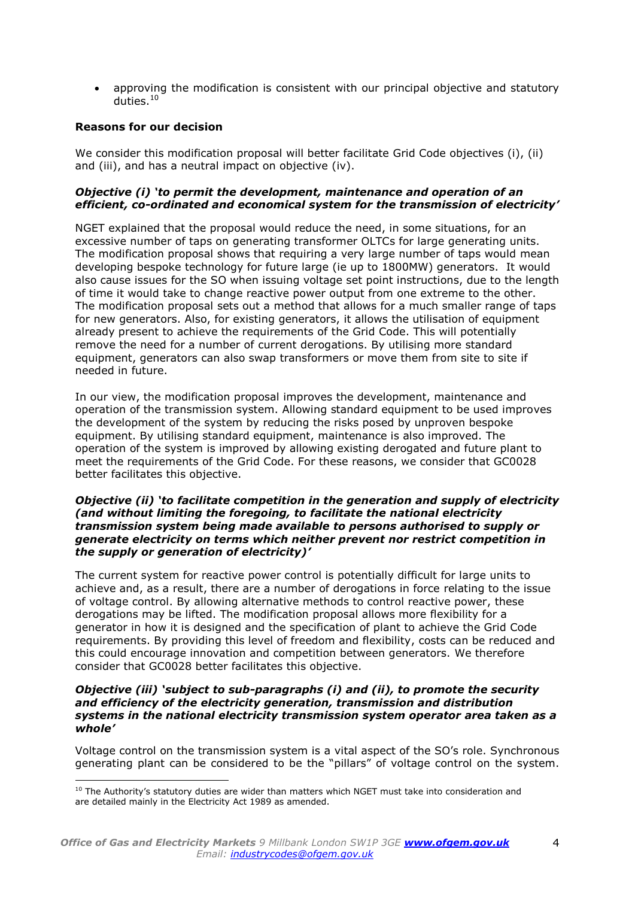- approving the modification is consistent with our principal objective and statutory duties.[10]

**Reasons for our decision**

We consider this modification proposal will better facilitate Grid Code objectives (i), (ii) and (iii), and has a neutral impact on objective (iv).

***Objective (i) 'to permit the development, maintenance and operation of an efficient, co-ordinated and economical system for the transmission of electricity'***

NGET explained that the proposal would reduce the need, in some situations, for an excessive number of taps on generating transformer OLTCs for large generating units. The modification proposal shows that requiring a very large number of taps would mean developing bespoke technology for future large (ie up to 1800MW) generators. It would also cause issues for the SO when issuing voltage set point instructions, due to the length of time it would take to change reactive power output from one extreme to the other. The modification proposal sets out a method that allows for a much smaller range of taps for new generators. Also, for existing generators, it allows the utilisation of equipment already present to achieve the requirements of the Grid Code. This will potentially remove the need for a number of current derogations. By utilising more standard equipment, generators can also swap transformers or move them from site to site if needed in future.

In our view, the modification proposal improves the development, maintenance and operation of the transmission system. Allowing standard equipment to be used improves the development of the system by reducing the risks posed by unproven bespoke equipment. By utilising standard equipment, maintenance is also improved. The operation of the system is improved by allowing existing derogated and future plant to meet the requirements of the Grid Code. For these reasons, we consider that GC0028 better facilitates this objective.

***Objective (ii) 'to facilitate competition in the generation and supply of electricity (and without limiting the foregoing, to facilitate the national electricity transmission system being made available to persons authorised to supply or generate electricity on terms which neither prevent nor restrict competition in the supply or generation of electricity)'***

The current system for reactive power control is potentially difficult for large units to achieve and, as a result, there a number of derogations in force relating to the issue of voltage control. By allowing alternative methods to control reactive power, these derogations may be lifted. The modification proposal allows more flexibility for a generator in how it is designed and the specification of plant to achieve the Grid Code requirements. By providing this level of freedom and flexibility, costs can be reduced and this could encourage innovation and competition between generators. We therefore consider that GC0028 better facilitates this objective.

***Objective (iii) 'subject to sub-paragraphs (i) and (ii), to promote the security and efficiency of the electricity generation, transmission and distribution systems in the national electricity transmission system operator area taken as a whole'***

Voltage control on the transmission system is a vital aspect of the SO's role. Synchronous generating plant can be considered to be the "pillars" of voltage control on the system.

[10] The Authority's statutory duties are wider than matters which NGET must take into consideration and are detailed mainly in the Electricity Act 1989 as amended.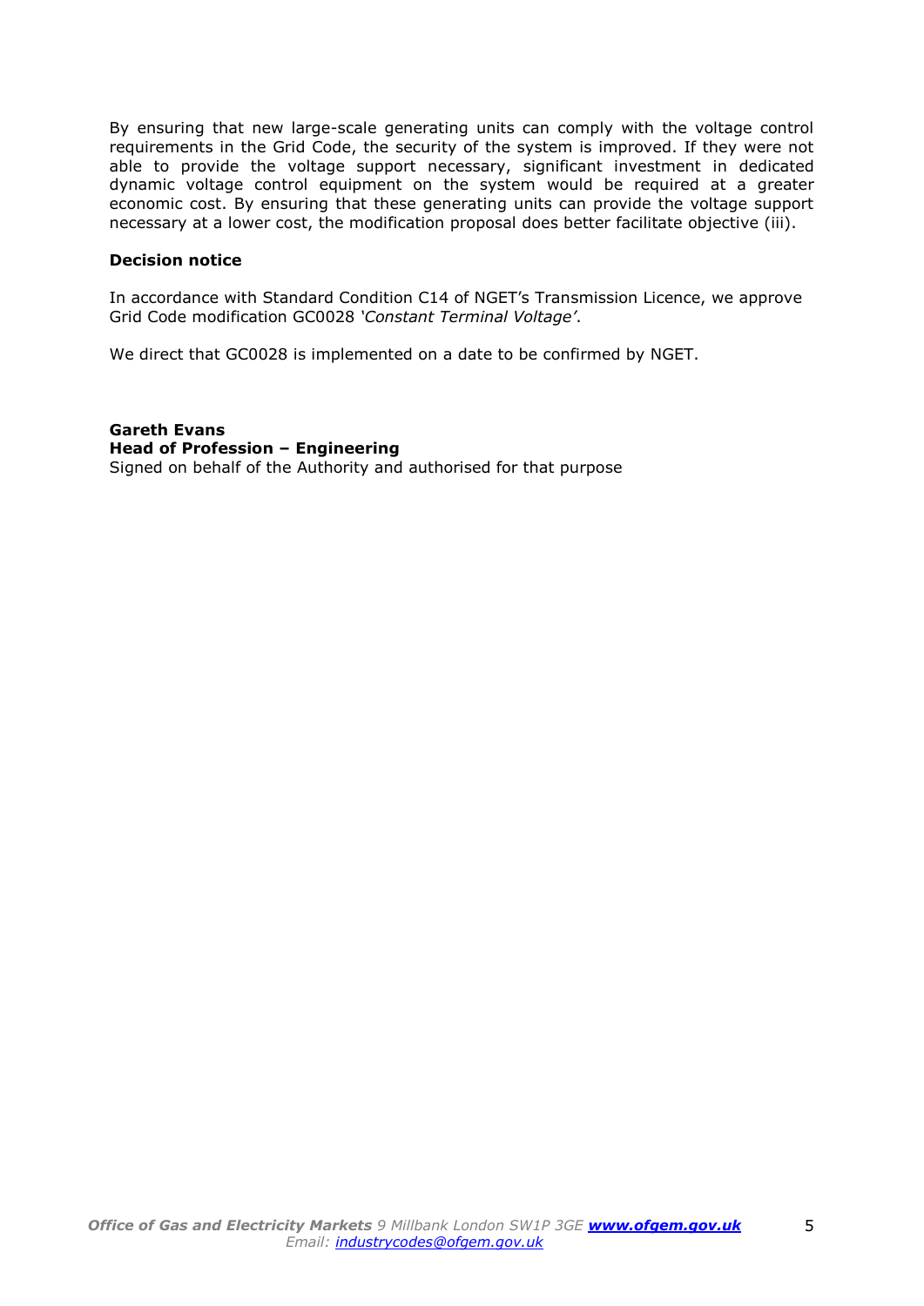By ensuring that new large-scale generating units can comply with the voltage control requirements in the Grid Code, the security of the system is improved. If they were not able to provide the voltage support necessary, significant investment in dedicated dynamic voltage control equipment on the system would be required at a greater economic cost. By ensuring that these generating units can provide the voltage support necessary at a lower cost, the modification proposal does better facilitate objective (iii).

**Decision notice**

In accordance with Standard Condition C14 of NGET's Transmission Licence, we approve Grid Code modification GC0028 *'Constant Terminal Voltage'*.

We direct that GC0028 is implemented on a date to be confirmed by NGET.

**Gareth Evans**
**Head of Profession – Engineering**
Signed on behalf of the Authority and authorised for that purpose